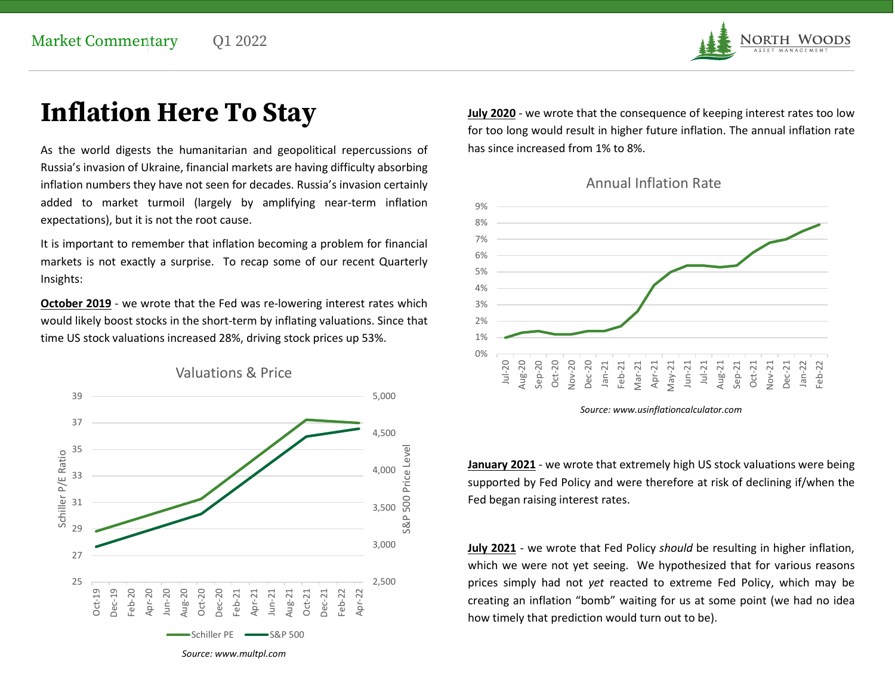# Inflation Here To Stay

As the world digests the humanitarian and geopolitical repercussions of Russia's invasion of Ukraine, financial markets are having difficulty absorbing inflation numbers they have not seen for decades. Russia's invasion certainly added to market turmoil (largely by amplifying near-term inflation expectations), but it is not the root cause.

It is important to remember that inflation becoming a problem for financial markets is not exactly a surprise. To recap some of our recent Quarterly Insights:

**October 2019** - we wrote that the Fed was re-lowering interest rates which would likely boost stocks in the short-term by inflating valuations. Since that time US stock valuations increased 28%, driving stock prices up 53%.

*Source: www.multpl.com*

**July 2020** - we wrote that the consequence of keeping interest rates too low for too long would result in higher future inflation. The annual inflation rate has since increased from 1% to 8%.

*Source: www.usinflationcalculator.com*

**January 2021** - we wrote that extremely high US stock valuations were being supported by Fed Policy and were therefore at risk of declining if/when the Fed began raising interest rates.

**July 2021** - we wrote that Fed Policy *should* be resulting in higher inflation, which we were not yet seeing. We hypothesized that for various reasons prices simply had not *yet* reacted to extreme Fed Policy, which may be creating an inflation "bomb" waiting for us at some point (we had no idea how timely that prediction would turn out to be).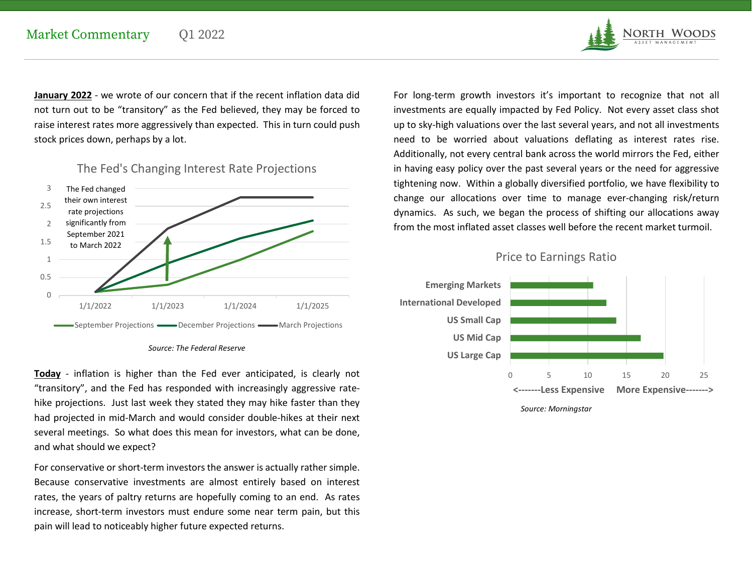## Market Commentary Q1 2022

**NORTH WOODS** ASSET MANAGEMENT

**January 2022** - we wrote of our concern that if the recent inflation data did not turn out to be "transitory" as the Fed believed, they may be forced to raise interest rates more aggressively than expected. This in turn could push stock prices down, perhaps by a lot.

The Fed's Changing Interest Rate Projections

The Fed changed their own interest rate projections significantly from September 2021 to March 2022

3
2.5
2
1.5
1
0.5
0

1/1/2022 1/1/2023 1/1/2024 1/1/2025

September Projections, December Projections, March Projections

*Source: The Federal Reserve*

**Today** - inflation is higher than the Fed ever anticipated, is clearly not "transitory", and the Fed has responded with increasingly aggressive rate-hike projections. Just last week they stated they may hike faster than they had projected in mid-March and would consider double-hikes at their next several meetings. So what does this mean for investors, what can be done, and what should we expect?

For conservative or short-term investors the answer is actually rather simple. Because conservative investments are almost entirely based on interest rates, the years of paltry returns are hopefully coming to an end. As rates increase, short-term investors must endure some near term pain, but this pain will lead to noticeably higher future expected returns.

For long-term growth investors it's important to recognize that not all investments are equally impacted by Fed Policy. Not every asset class shot up to sky-high valuations over the last several years, and not all investments need to be worried about valuations deflating as interest rates rise. Additionally, not every central bank across the world mirrors the Fed, either in having easy policy over the past several years or the need for aggressive tightening now. Within a globally diversified portfolio, we have flexibility to change our allocations over time to manage ever-changing risk/return dynamics. As such, we began the process of shifting our allocations away from the most inflated asset classes well before the recent market turmoil.

Price to Earnings Ratio

Emerging Markets
International Developed
US Small Cap
US Mid Cap
US Large Cap

0 5 10 15 20 25

<-------Less Expensive More Expensive------->

*Source: Morningstar*